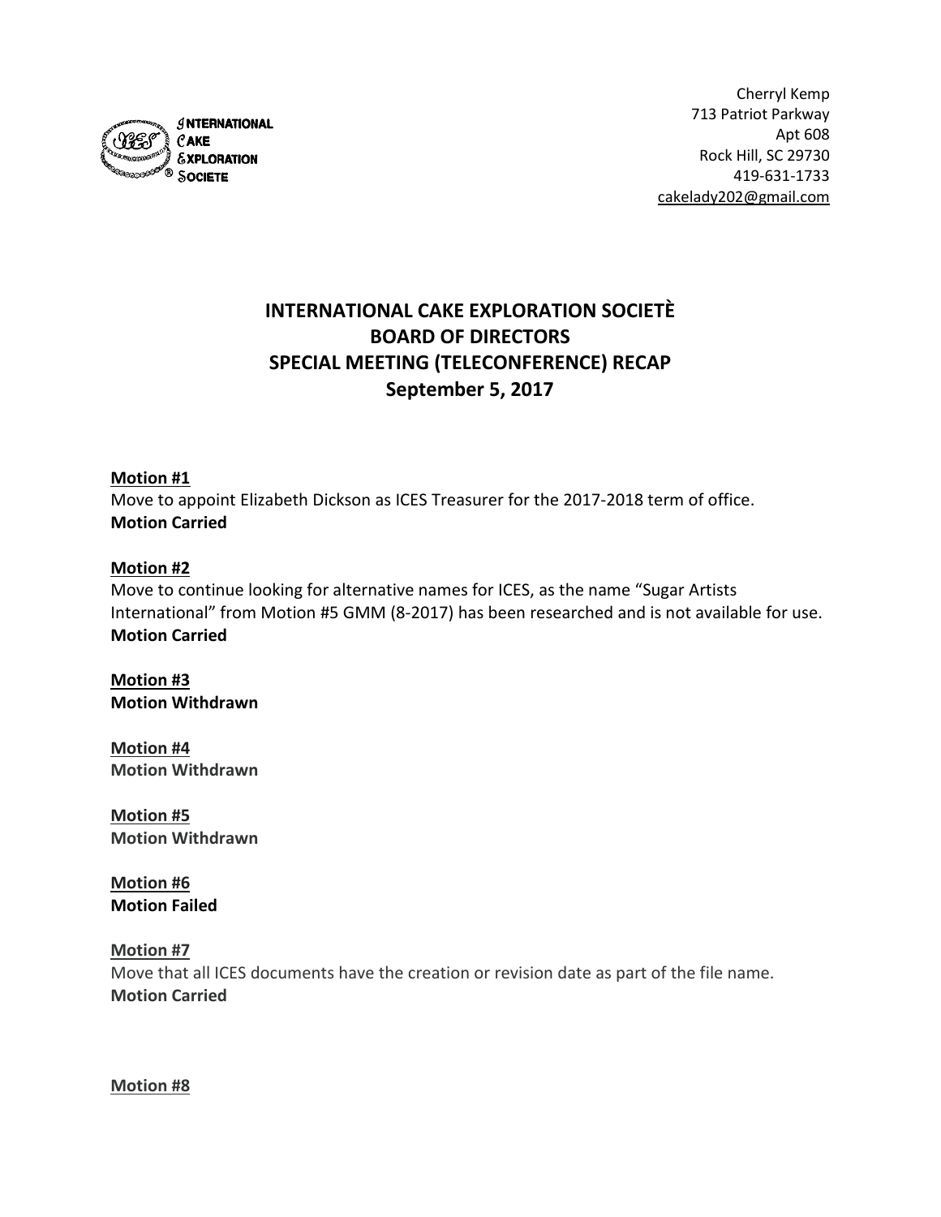INTERNATIONAL CAKE EXPLORATION SOCIETE

Cherryl Kemp
713 Patriot Parkway
Apt 608
Rock Hill, SC 29730
419-631-1733
cakelady202@gmail.com

# INTERNATIONAL CAKE EXPLORATION SOCIETÈ
# BOARD OF DIRECTORS
# SPECIAL MEETING (TELECONFERENCE) RECAP
# September 5, 2017

**Motion #1**
Move to appoint Elizabeth Dickson as ICES Treasurer for the 2017-2018 term of office.
**Motion Carried**

**Motion #2**
Move to continue looking for alternative names for ICES, as the name "Sugar Artists International" from Motion #5 GMM (8-2017) has been researched and is not available for use.
**Motion Carried**

**Motion #3**
**Motion Withdrawn**

**Motion #4**
**Motion Withdrawn**

**Motion #5**
**Motion Withdrawn**

**Motion #6**
**Motion Failed**

**Motion #7**
Move that all ICES documents have the creation or revision date as part of the file name.
**Motion Carried**

**Motion #8**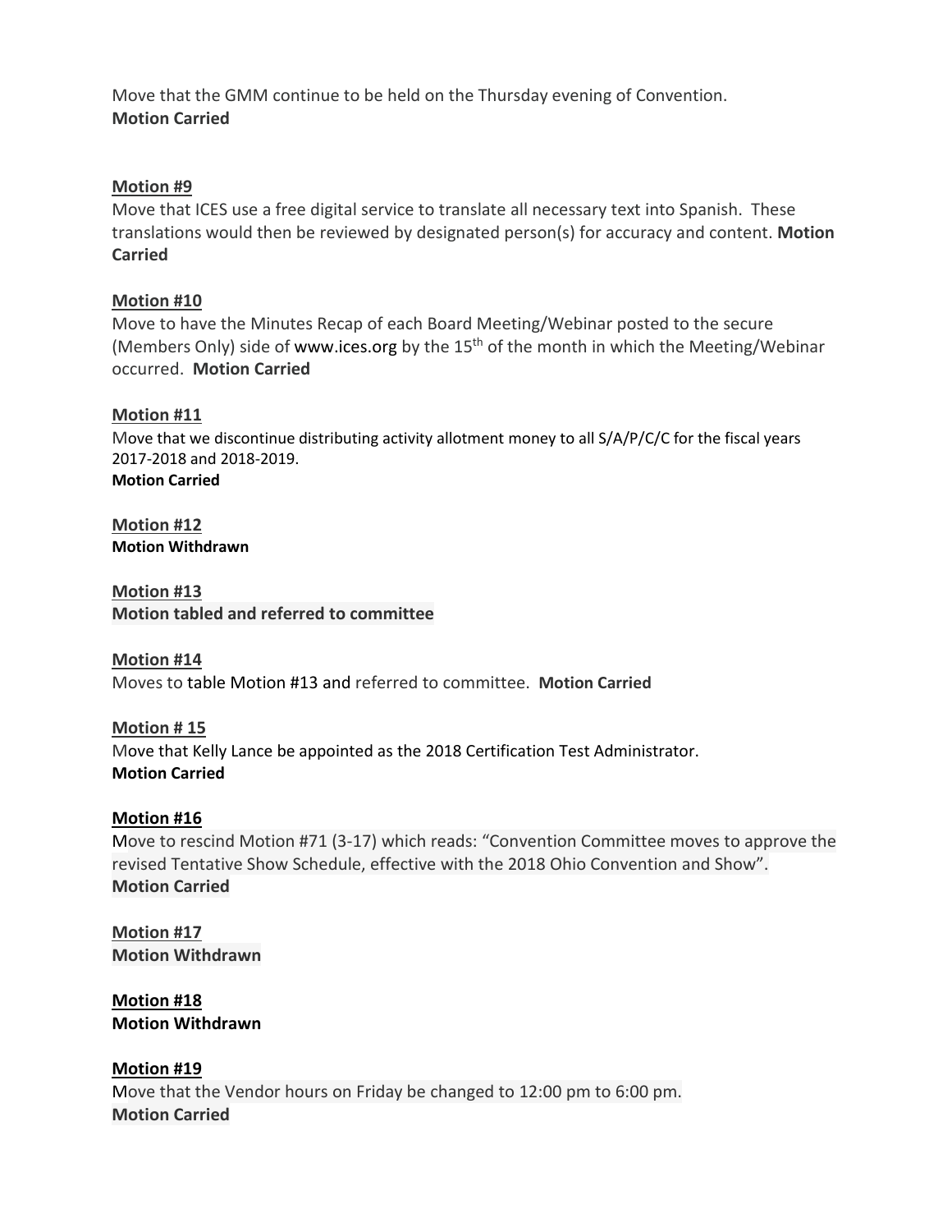Move that the GMM continue to be held on the Thursday evening of Convention.
**Motion Carried**

**Motion #9**
Move that ICES use a free digital service to translate all necessary text into Spanish. These translations would then be reviewed by designated person(s) for accuracy and content. **Motion Carried**

**Motion #10**
Move to have the Minutes Recap of each Board Meeting/Webinar posted to the secure (Members Only) side of www.ices.org by the 15th of the month in which the Meeting/Webinar occurred. **Motion Carried**

**Motion #11**
Move that we discontinue distributing activity allotment money to all S/A/P/C/C for the fiscal years 2017-2018 and 2018-2019.
**Motion Carried**

**Motion #12**
**Motion Withdrawn**

**Motion #13**
**Motion tabled and referred to committee**

**Motion #14**
Moves to table Motion #13 and referred to committee. **Motion Carried**

**Motion # 15**
Move that Kelly Lance be appointed as the 2018 Certification Test Administrator.
**Motion Carried**

**Motion #16**
Move to rescind Motion #71 (3-17) which reads: "Convention Committee moves to approve the revised Tentative Show Schedule, effective with the 2018 Ohio Convention and Show".
**Motion Carried**

**Motion #17**
**Motion Withdrawn**

**Motion #18**
**Motion Withdrawn**

**Motion #19**
Move that the Vendor hours on Friday be changed to 12:00 pm to 6:00 pm.
**Motion Carried**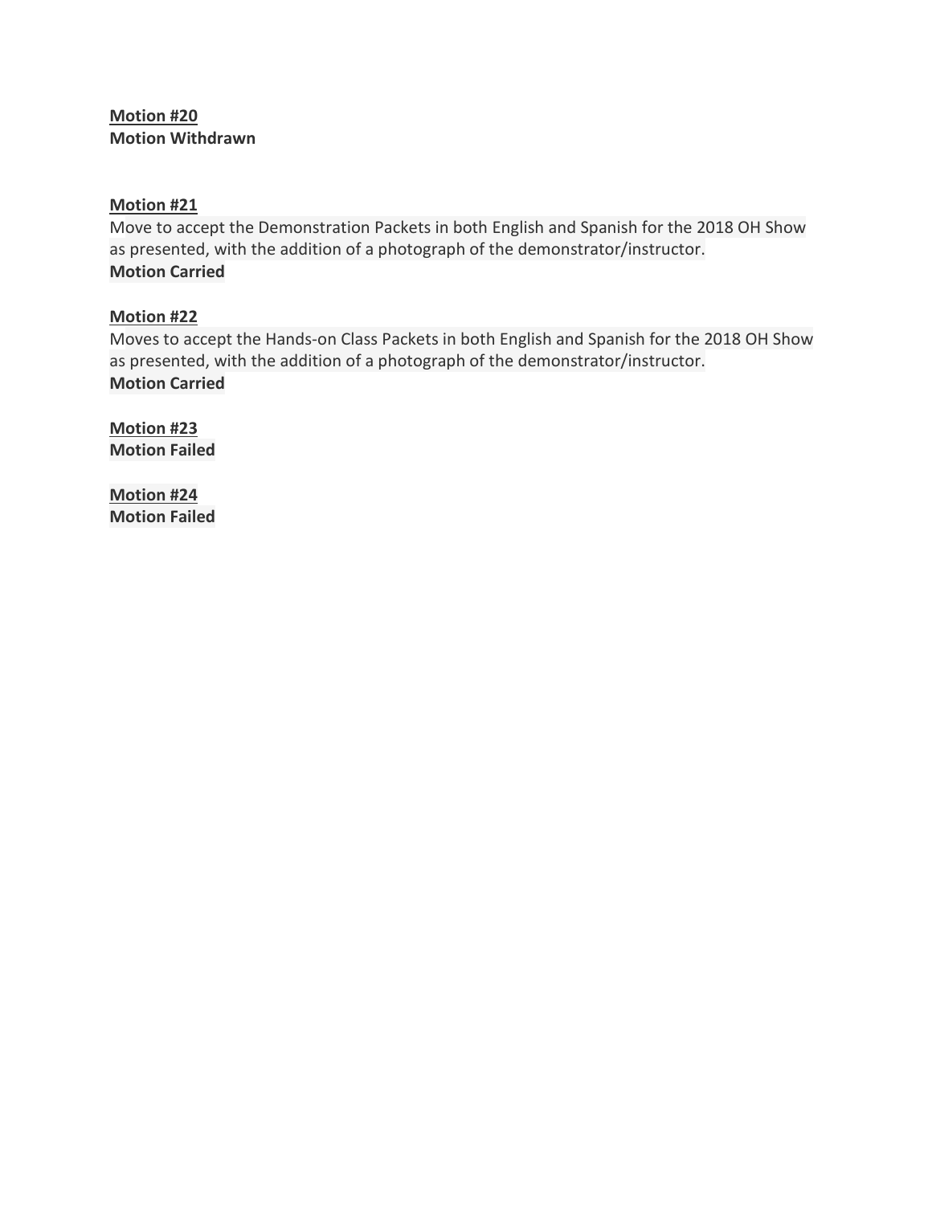**<u>Motion #20</u>**
**Motion Withdrawn**

**<u>Motion #21</u>**
Move to accept the Demonstration Packets in both English and Spanish for the 2018 OH Show as presented, with the addition of a photograph of the demonstrator/instructor.
**Motion Carried**

**<u>Motion #22</u>**
Moves to accept the Hands-on Class Packets in both English and Spanish for the 2018 OH Show as presented, with the addition of a photograph of the demonstrator/instructor.
**Motion Carried**

**<u>Motion #23</u>**
**Motion Failed**

**<u>Motion #24</u>**
**Motion Failed**